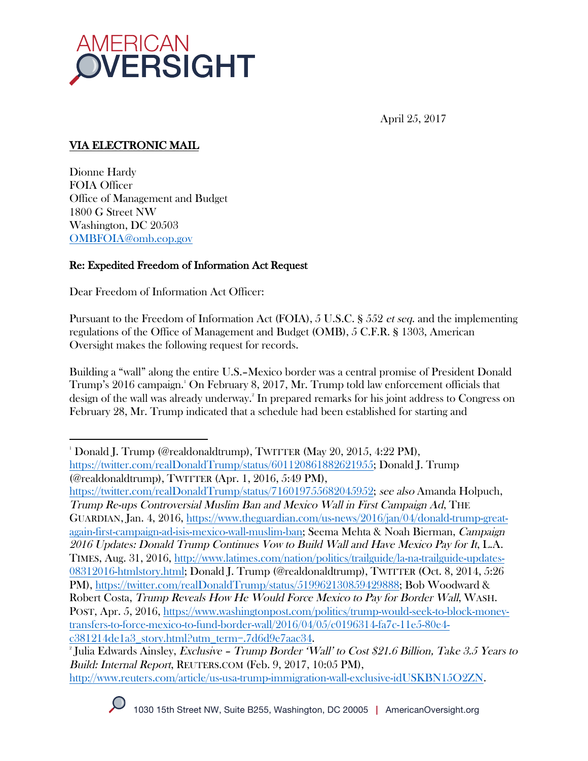AMERICAN OVERSIGHT

April 25, 2017

**VIA ELECTRONIC MAIL**

Dionne Hardy
FOIA Officer
Office of Management and Budget
1800 G Street NW
Washington, DC 20503
OMBFOIA@omb.eop.gov

**Re: Expedited Freedom of Information Act Request**

Dear Freedom of Information Act Officer:

Pursuant to the Freedom of Information Act (FOIA), 5 U.S.C. § 552 *et seq.* and the implementing regulations of the Office of Management and Budget (OMB), 5 C.F.R. § 1303, American Oversight makes the following request for records.

Building a "wall" along the entire U.S.–Mexico border was a central promise of President Donald Trump's 2016 campaign.[1] On February 8, 2017, Mr. Trump told law enforcement officials that design of the wall was already underway.[2] In prepared remarks for his joint address to Congress on February 28, Mr. Trump indicated that a schedule had been established for starting and

---

[1] Donald J. Trump (@realdonaldtrump), TWITTER (May 20, 2015, 4:22 PM), https://twitter.com/realDonaldTrump/status/601120861882621955; Donald J. Trump (@realdonaldtrump), TWITTER (Apr. 1, 2016, 5:49 PM), https://twitter.com/realDonaldTrump/status/716019755682045952; *see also* Amanda Holpuch, *Trump Re-ups Controversial Muslim Ban and Mexico Wall in First Campaign Ad*, THE GUARDIAN, Jan. 4, 2016, https://www.theguardian.com/us-news/2016/jan/04/donald-trump-great-again-first-campaign-ad-isis-mexico-wall-muslim-ban; Seema Mehta & Noah Bierman, *Campaign 2016 Updates: Donald Trump Continues Vow to Build Wall and Have Mexico Pay for It*, L.A. TIMES, Aug. 31, 2016, http://www.latimes.com/nation/politics/trailguide/la-na-trailguide-updates-08312016-htmlstory.html; Donald J. Trump (@realdonaldtrump), TWITTER (Oct. 8, 2014, 5:26 PM), https://twitter.com/realDonaldTrump/status/519962130859429888; Bob Woodward & Robert Costa, *Trump Reveals How He Would Force Mexico to Pay for Border Wall*, WASH. POST, Apr. 5, 2016, https://www.washingtonpost.com/politics/trump-would-seek-to-block-money-transfers-to-force-mexico-to-fund-border-wall/2016/04/05/c0196314-fa7c-11e5-80e4-c381214de1a3_story.html?utm_term=.7d6d9e7aac34.

[2] Julia Edwards Ainsley, *Exclusive – Trump Border 'Wall' to Cost $21.6 Billion, Take 3.5 Years to Build: Internal Report*, REUTERS.COM (Feb. 9, 2017, 10:05 PM), http://www.reuters.com/article/us-usa-trump-immigration-wall-exclusive-idUSKBN15O2ZN.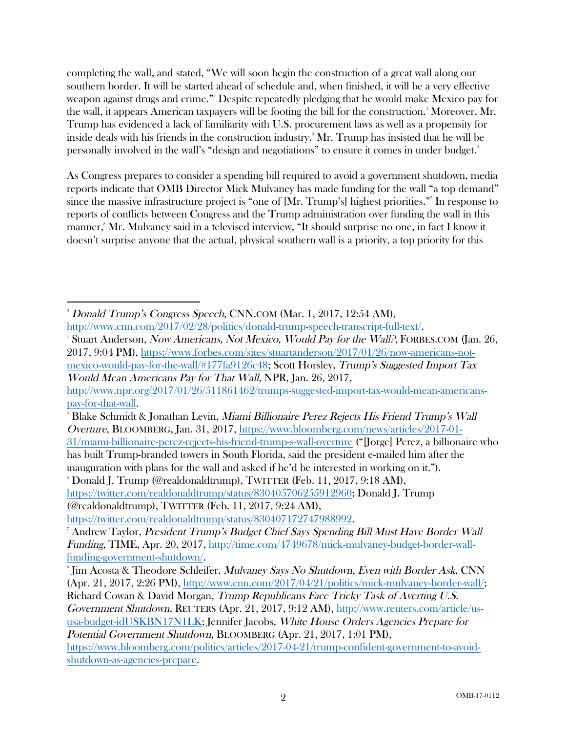completing the wall, and stated, "We will soon begin the construction of a great wall along our southern border. It will be started ahead of schedule and, when finished, it will be a very effective weapon against drugs and crime."[3] Despite repeatedly pledging that he would make Mexico pay for the wall, it appears American taxpayers will be footing the bill for the construction.[4] Moreover, Mr. Trump has evidenced a lack of familiarity with U.S. procurement laws as well as a propensity for inside deals with his friends in the construction industry.[5] Mr. Trump has insisted that he will be personally involved in the wall's "design and negotiations" to ensure it comes in under budget.[6]

As Congress prepares to consider a spending bill required to avoid a government shutdown, media reports indicate that OMB Director Mick Mulvaney has made funding for the wall "a top demand" since the massive infrastructure project is "one of [Mr. Trump's] highest priorities."[7] In response to reports of conflicts between Congress and the Trump administration over funding the wall in this manner,[8] Mr. Mulvaney said in a televised interview, "It should surprise no one, in fact I know it doesn't surprise anyone that the actual, physical southern wall is a priority, a top priority for this

---

[3] *Donald Trump's Congress Speech*, CNN.COM (Mar. 1, 2017, 12:54 AM), http://www.cnn.com/2017/02/28/politics/donald-trump-speech-transcript-full-text/.

[4] Stuart Anderson, *Now Americans, Not Mexico, Would Pay for the Wall?*, FORBES.COM (Jan. 26, 2017, 9:04 PM), https://www.forbes.com/sites/stuartanderson/2017/01/26/now-americans-not-mexico-would-pay-for-the-wall/#177fa9126c48; Scott Horsley, *Trump's Suggested Import Tax Would Mean Americans Pay for That Wall*, NPR, Jan. 26, 2017, http://www.npr.org/2017/01/26/511861462/trumps-suggested-import-tax-would-mean-americans-pay-for-that-wall.

[5] Blake Schmidt & Jonathan Levin, *Miami Billionaire Perez Rejects His Friend Trump's Wall Overture*, BLOOMBERG, Jan. 31, 2017, https://www.bloomberg.com/news/articles/2017-01-31/miami-billionaire-perez-rejects-his-friend-trump-s-wall-overture ("[Jorge] Perez, a billionaire who has built Trump-branded towers in South Florida, said the president e-mailed him after the inauguration with plans for the wall and asked if he'd be interested in working on it.").

[6] Donald J. Trump (@realdonaldtrump), TWITTER (Feb. 11, 2017, 9:18 AM), https://twitter.com/realdonaldtrump/status/830405706255912960; Donald J. Trump (@realdonaldtrump), TWITTER (Feb. 11, 2017, 9:24 AM), https://twitter.com/realdonaldtrump/status/830407172747988992.

[7] Andrew Taylor, *President Trump's Budget Chief Says Spending Bill Must Have Border Wall Funding*, TIME, Apr. 20, 2017, http://time.com/4749678/mick-mulvaney-budget-border-wall-funding-government-shutdown/.

[8] Jim Acosta & Theodore Schleifer, *Mulvaney Says No Shutdown, Even with Border Ask*, CNN (Apr. 21, 2017, 2:26 PM), http://www.cnn.com/2017/04/21/politics/mick-mulvaney-border-wall/; Richard Cowan & David Morgan, *Trump Republicans Face Tricky Task of Averting U.S. Government Shutdown*, REUTERS (Apr. 21, 2017, 9:12 AM), http://www.reuters.com/article/us-usa-budget-idUSKBN17N1LK; Jennifer Jacobs, *White House Orders Agencies Prepare for Potential Government Shutdown*, BLOOMBERG (Apr. 21, 2017, 1:01 PM), https://www.bloomberg.com/politics/articles/2017-04-21/trump-confident-government-to-avoid-shutdown-as-agencies-prepare.

OMB-17-0112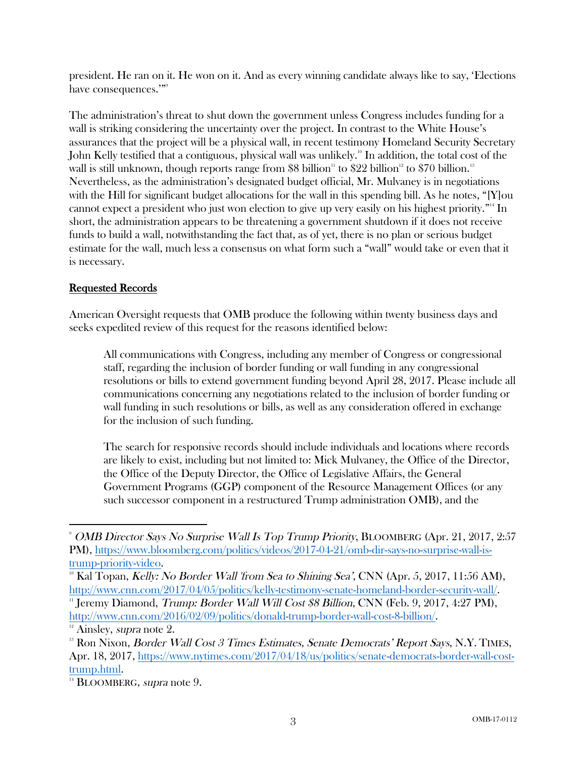president. He ran on it. He won on it. And as every winning candidate always like to say, 'Elections have consequences.'"[9]

The administration's threat to shut down the government unless Congress includes funding for a wall is striking considering the uncertainty over the project. In contrast to the White House's assurances that the project will be a physical wall, in recent testimony Homeland Security Secretary John Kelly testified that a contiguous, physical wall was unlikely.[10] In addition, the total cost of the wall is still unknown, though reports range from $8 billion[11] to $22 billion[12] to $70 billion.[13] Nevertheless, as the administration's designated budget official, Mr. Mulvaney is in negotiations with the Hill for significant budget allocations for the wall in this spending bill. As he notes, "[Y]ou cannot expect a president who just won election to give up very easily on his highest priority."[14] In short, the administration appears to be threatening a government shutdown if it does not receive funds to build a wall, notwithstanding the fact that, as of yet, there is no plan or serious budget estimate for the wall, much less a consensus on what form such a "wall" would take or even that it is necessary.

## Requested Records

American Oversight requests that OMB produce the following within twenty business days and seeks expedited review of this request for the reasons identified below:

> All communications with Congress, including any member of Congress or congressional staff, regarding the inclusion of border funding or wall funding in any congressional resolutions or bills to extend government funding beyond April 28, 2017. Please include all communications concerning any negotiations related to the inclusion of border funding or wall funding in such resolutions or bills, as well as any consideration offered in exchange for the inclusion of such funding.
>
> The search for responsive records should include individuals and locations where records are likely to exist, including but not limited to: Mick Mulvaney, the Office of the Director, the Office of the Deputy Director, the Office of Legislative Affairs, the General Government Programs (GGP) component of the Resource Management Offices (or any such successor component in a restructured Trump administration OMB), and the

---

[9] *OMB Director Says No Surprise Wall Is Top Trump Priority*, BLOOMBERG (Apr. 21, 2017, 2:57 PM), https://www.bloomberg.com/politics/videos/2017-04-21/omb-dir-says-no-surprise-wall-is-trump-priority-video.

[10] Kal Topan, *Kelly: No Border Wall 'from Sea to Shining Sea'*, CNN (Apr. 5, 2017, 11:56 AM), http://www.cnn.com/2017/04/05/politics/kelly-testimony-senate-homeland-border-security-wall/.

[11] Jeremy Diamond, *Trump: Border Wall Will Cost $8 Billion*, CNN (Feb. 9, 2017, 4:27 PM), http://www.cnn.com/2016/02/09/politics/donald-trump-border-wall-cost-8-billion/.

[12] Ainsley, *supra* note 2.

[13] Ron Nixon, *Border Wall Cost 3 Times Estimates, Senate Democrats' Report Says*, N.Y. TIMES, Apr. 18, 2017, https://www.nytimes.com/2017/04/18/us/politics/senate-democrats-border-wall-cost-trump.html.

[14] BLOOMBERG, *supra* note 9.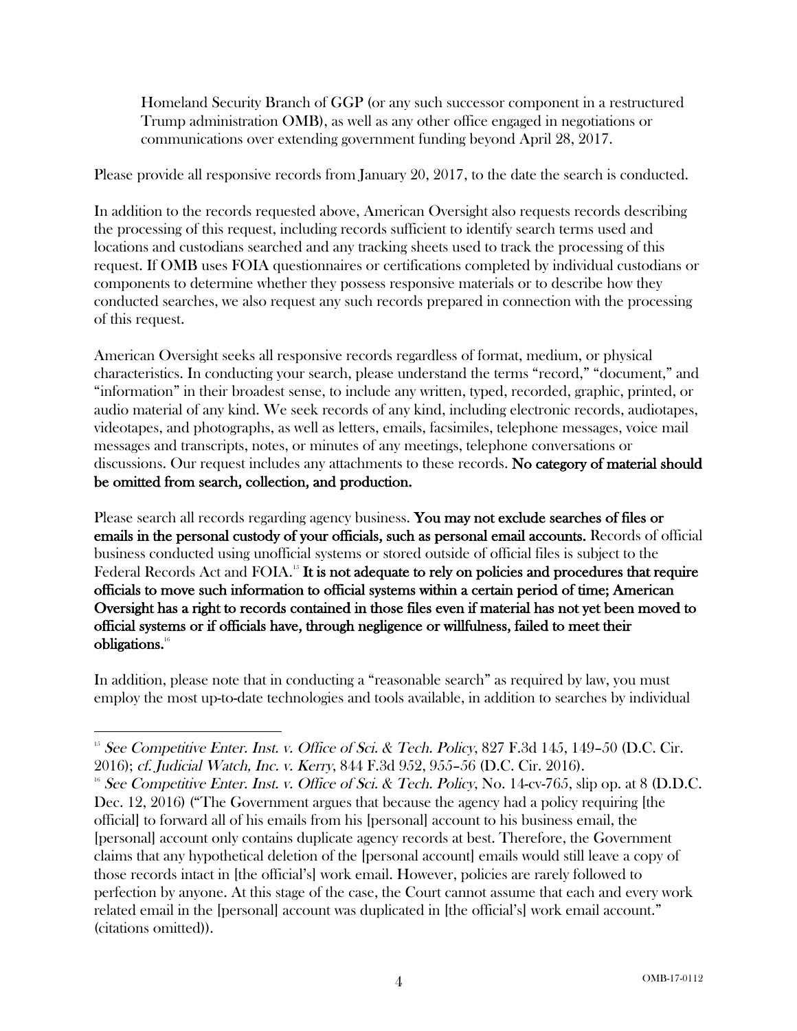Homeland Security Branch of GGP (or any such successor component in a restructured Trump administration OMB), as well as any other office engaged in negotiations or communications over extending government funding beyond April 28, 2017.

Please provide all responsive records from January 20, 2017, to the date the search is conducted.

In addition to the records requested above, American Oversight also requests records describing the processing of this request, including records sufficient to identify search terms used and locations and custodians searched and any tracking sheets used to track the processing of this request. If OMB uses FOIA questionnaires or certifications completed by individual custodians or components to determine whether they possess responsive materials or to describe how they conducted searches, we also request any such records prepared in connection with the processing of this request.

American Oversight seeks all responsive records regardless of format, medium, or physical characteristics. In conducting your search, please understand the terms "record," "document," and "information" in their broadest sense, to include any written, typed, recorded, graphic, printed, or audio material of any kind. We seek records of any kind, including electronic records, audiotapes, videotapes, and photographs, as well as letters, emails, facsimiles, telephone messages, voice mail messages and transcripts, notes, or minutes of any meetings, telephone conversations or discussions. Our request includes any attachments to these records. **No category of material should be omitted from search, collection, and production.**

Please search all records regarding agency business. **You may not exclude searches of files or emails in the personal custody of your officials, such as personal email accounts.** Records of official business conducted using unofficial systems or stored outside of official files is subject to the Federal Records Act and FOIA.[15] **It is not adequate to rely on policies and procedures that require officials to move such information to official systems within a certain period of time; American Oversight has a right to records contained in those files even if material has not yet been moved to official systems or if officials have, through negligence or willfulness, failed to meet their obligations.**[16]

In addition, please note that in conducting a "reasonable search" as required by law, you must employ the most up-to-date technologies and tools available, in addition to searches by individual

---

[15] *See Competitive Enter. Inst. v. Office of Sci. & Tech. Policy*, 827 F.3d 145, 149–50 (D.C. Cir. 2016); *cf. Judicial Watch, Inc. v. Kerry*, 844 F.3d 952, 955–56 (D.C. Cir. 2016).

[16] *See Competitive Enter. Inst. v. Office of Sci. & Tech. Policy*, No. 14-cv-765, slip op. at 8 (D.D.C. Dec. 12, 2016) ("The Government argues that because the agency had a policy requiring [the official] to forward all of his emails from his [personal] account to his business email, the [personal] account only contains duplicate agency records at best. Therefore, the Government claims that any hypothetical deletion of the [personal account] emails would still leave a copy of those records intact in [the official's] work email. However, policies are rarely followed to perfection by anyone. At this stage of the case, the Court cannot assume that each and every work related email in the [personal] account was duplicated in [the official's] work email account." (citations omitted)).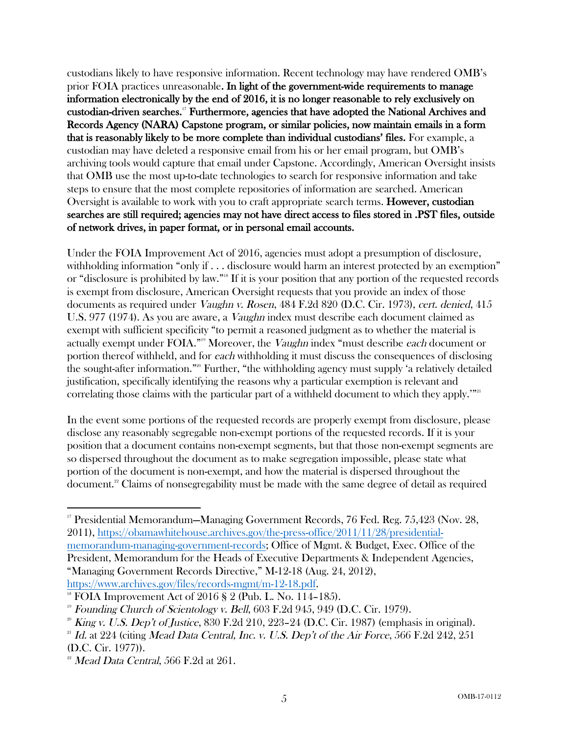custodians likely to have responsive information. Recent technology may have rendered OMB's prior FOIA practices unreasonable. **In light of the government-wide requirements to manage information electronically by the end of 2016, it is no longer reasonable to rely exclusively on custodian-driven searches.**[17] **Furthermore, agencies that have adopted the National Archives and Records Agency (NARA) Capstone program, or similar policies, now maintain emails in a form that is reasonably likely to be more complete than individual custodians' files.** For example, a custodian may have deleted a responsive email from his or her email program, but OMB's archiving tools would capture that email under Capstone. Accordingly, American Oversight insists that OMB use the most up-to-date technologies to search for responsive information and take steps to ensure that the most complete repositories of information are searched. American Oversight is available to work with you to craft appropriate search terms. **However, custodian searches are still required; agencies may not have direct access to files stored in .PST files, outside of network drives, in paper format, or in personal email accounts.**

Under the FOIA Improvement Act of 2016, agencies must adopt a presumption of disclosure, withholding information "only if . . . disclosure would harm an interest protected by an exemption" or "disclosure is prohibited by law."[18] If it is your position that any portion of the requested records is exempt from disclosure, American Oversight requests that you provide an index of those documents as required under *Vaughn v. Rosen*, 484 F.2d 820 (D.C. Cir. 1973), *cert. denied*, 415 U.S. 977 (1974). As you are aware, a *Vaughn* index must describe each document claimed as exempt with sufficient specificity "to permit a reasoned judgment as to whether the material is actually exempt under FOIA."[19] Moreover, the *Vaughn* index "must describe *each* document or portion thereof withheld, and for *each* withholding it must discuss the consequences of disclosing the sought-after information."[20] Further, "the withholding agency must supply 'a relatively detailed justification, specifically identifying the reasons why a particular exemption is relevant and correlating those claims with the particular part of a withheld document to which they apply.'"[21]

In the event some portions of the requested records are properly exempt from disclosure, please disclose any reasonably segregable non-exempt portions of the requested records. If it is your position that a document contains non-exempt segments, but that those non-exempt segments are so dispersed throughout the document as to make segregation impossible, please state what portion of the document is non-exempt, and how the material is dispersed throughout the document.[22] Claims of nonsegregability must be made with the same degree of detail as required

---

[17] Presidential Memorandum—Managing Government Records, 76 Fed. Reg. 75,423 (Nov. 28, 2011), https://obamawhitehouse.archives.gov/the-press-office/2011/11/28/presidential-memorandum-managing-government-records; Office of Mgmt. & Budget, Exec. Office of the President, Memorandum for the Heads of Executive Departments & Independent Agencies, "Managing Government Records Directive," M-12-18 (Aug. 24, 2012), https://www.archives.gov/files/records-mgmt/m-12-18.pdf.

[18] FOIA Improvement Act of 2016 § 2 (Pub. L. No. 114–185).

[19] *Founding Church of Scientology v. Bell*, 603 F.2d 945, 949 (D.C. Cir. 1979).

[20] *King v. U.S. Dep't of Justice*, 830 F.2d 210, 223–24 (D.C. Cir. 1987) (emphasis in original).

[21] *Id.* at 224 (citing *Mead Data Central, Inc. v. U.S. Dep't of the Air Force*, 566 F.2d 242, 251 (D.C. Cir. 1977)).

[22] *Mead Data Central*, 566 F.2d at 261.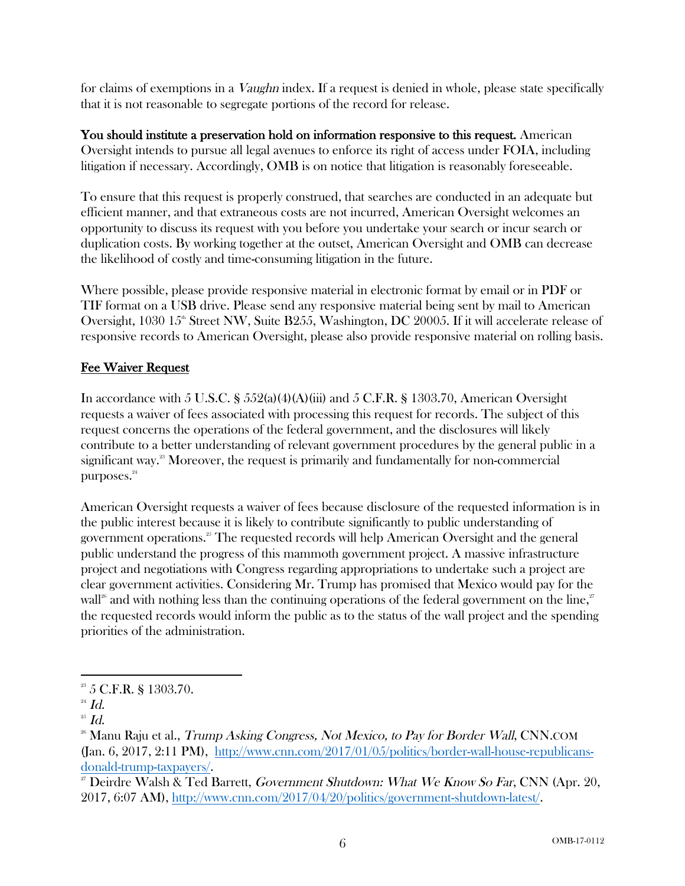for claims of exemptions in a *Vaughn* index. If a request is denied in whole, please state specifically that it is not reasonable to segregate portions of the record for release.

**You should institute a preservation hold on information responsive to this request.** American Oversight intends to pursue all legal avenues to enforce its right of access under FOIA, including litigation if necessary. Accordingly, OMB is on notice that litigation is reasonably foreseeable.

To ensure that this request is properly construed, that searches are conducted in an adequate but efficient manner, and that extraneous costs are not incurred, American Oversight welcomes an opportunity to discuss its request with you before you undertake your search or incur search or duplication costs. By working together at the outset, American Oversight and OMB can decrease the likelihood of costly and time-consuming litigation in the future.

Where possible, please provide responsive material in electronic format by email or in PDF or TIF format on a USB drive. Please send any responsive material being sent by mail to American Oversight, 1030 15th Street NW, Suite B255, Washington, DC 20005. If it will accelerate release of responsive records to American Oversight, please also provide responsive material on rolling basis.

## Fee Waiver Request

In accordance with 5 U.S.C. § 552(a)(4)(A)(iii) and 5 C.F.R. § 1303.70, American Oversight requests a waiver of fees associated with processing this request for records. The subject of this request concerns the operations of the federal government, and the disclosures will likely contribute to a better understanding of relevant government procedures by the general public in a significant way.[23] Moreover, the request is primarily and fundamentally for non-commercial purposes.[24]

American Oversight requests a waiver of fees because disclosure of the requested information is in the public interest because it is likely to contribute significantly to public understanding of government operations.[25] The requested records will help American Oversight and the general public understand the progress of this mammoth government project. A massive infrastructure project and negotiations with Congress regarding appropriations to undertake such a project are clear government activities. Considering Mr. Trump has promised that Mexico would pay for the wall[26] and with nothing less than the continuing operations of the federal government on the line,[27] the requested records would inform the public as to the status of the wall project and the spending priorities of the administration.

---

[23] 5 C.F.R. § 1303.70.

[24] *Id.*

[25] *Id.*

[26] Manu Raju et al., *Trump Asking Congress, Not Mexico, to Pay for Border Wall*, CNN.COM (Jan. 6, 2017, 2:11 PM), http://www.cnn.com/2017/01/05/politics/border-wall-house-republicans-donald-trump-taxpayers/.

[27] Deirdre Walsh & Ted Barrett, *Government Shutdown: What We Know So Far*, CNN (Apr. 20, 2017, 6:07 AM), http://www.cnn.com/2017/04/20/politics/government-shutdown-latest/.

OMB-17-0112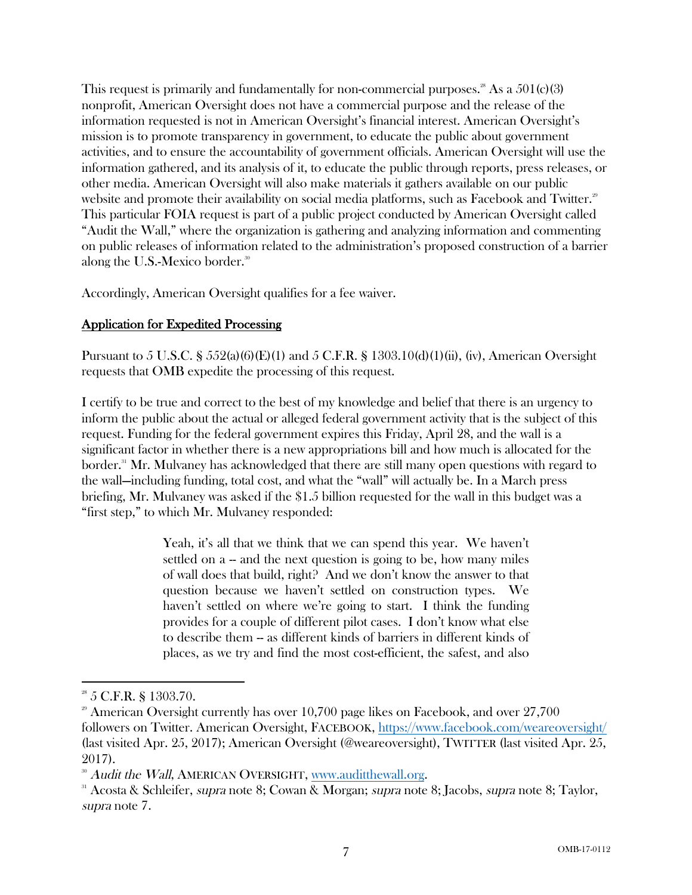This request is primarily and fundamentally for non-commercial purposes.[28] As a 501(c)(3) nonprofit, American Oversight does not have a commercial purpose and the release of the information requested is not in American Oversight's financial interest. American Oversight's mission is to promote transparency in government, to educate the public about government activities, and to ensure the accountability of government officials. American Oversight will use the information gathered, and its analysis of it, to educate the public through reports, press releases, or other media. American Oversight will also make materials it gathers available on our public website and promote their availability on social media platforms, such as Facebook and Twitter.[29] This particular FOIA request is part of a public project conducted by American Oversight called "Audit the Wall," where the organization is gathering and analyzing information and commenting on public releases of information related to the administration's proposed construction of a barrier along the U.S.-Mexico border.[30]

Accordingly, American Oversight qualifies for a fee waiver.

<u>Application for Expedited Processing</u>

Pursuant to 5 U.S.C. § 552(a)(6)(E)(1) and 5 C.F.R. § 1303.10(d)(1)(ii), (iv), American Oversight requests that OMB expedite the processing of this request.

I certify to be true and correct to the best of my knowledge and belief that there is an urgency to inform the public about the actual or alleged federal government activity that is the subject of this request. Funding for the federal government expires this Friday, April 28, and the wall is a significant factor in whether there is a new appropriations bill and how much is allocated for the border.[31] Mr. Mulvaney has acknowledged that there are still many open questions with regard to the wall—including funding, total cost, and what the "wall" will actually be. In a March press briefing, Mr. Mulvaney was asked if the $1.5 billion requested for the wall in this budget was a "first step," to which Mr. Mulvaney responded:

> Yeah, it's all that we think that we can spend this year. We haven't settled on a -- and the next question is going to be, how many miles of wall does that build, right? And we don't know the answer to that question because we haven't settled on construction types. We haven't settled on where we're going to start. I think the funding provides for a couple of different pilot cases. I don't know what else to describe them -- as different kinds of barriers in different kinds of places, as we try and find the most cost-efficient, the safest, and also

---

[28] 5 C.F.R. § 1303.70.

[29] American Oversight currently has over 10,700 page likes on Facebook, and over 27,700 followers on Twitter. American Oversight, FACEBOOK, https://www.facebook.com/weareoversight/ (last visited Apr. 25, 2017); American Oversight (@weareoversight), TWITTER (last visited Apr. 25, 2017).

[30] *Audit the Wall*, AMERICAN OVERSIGHT, www.auditthewall.org.

[31] Acosta & Schleifer, *supra* note 8; Cowan & Morgan; *supra* note 8; Jacobs, *supra* note 8; Taylor, *supra* note 7.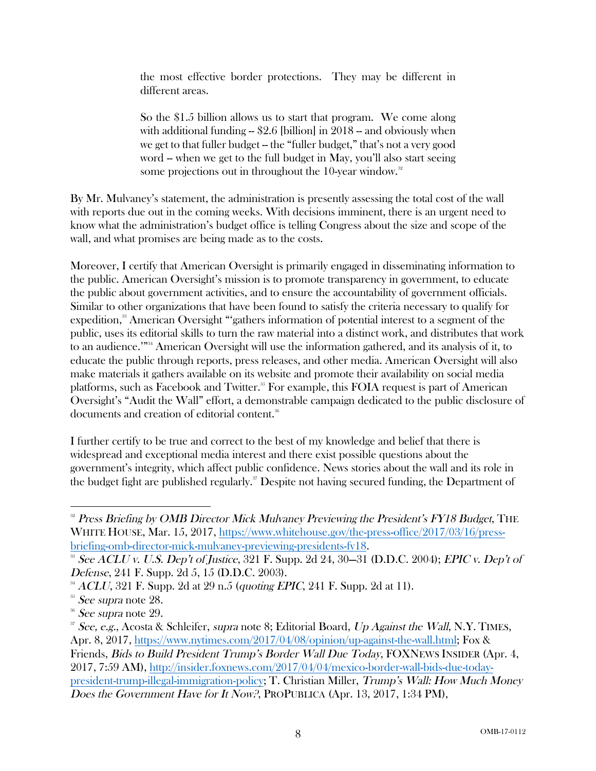> the most effective border protections. They may be different in different areas.
>
> So the $1.5 billion allows us to start that program. We come along with additional funding -- $2.6 [billion] in 2018 -- and obviously when we get to that fuller budget -- the "fuller budget," that's not a very good word -- when we get to the full budget in May, you'll also start seeing some projections out in throughout the 10-year window.[32]

By Mr. Mulvaney's statement, the administration is presently assessing the total cost of the wall with reports due out in the coming weeks. With decisions imminent, there is an urgent need to know what the administration's budget office is telling Congress about the size and scope of the wall, and what promises are being made as to the costs.

Moreover, I certify that American Oversight is primarily engaged in disseminating information to the public. American Oversight's mission is to promote transparency in government, to educate the public about government activities, and to ensure the accountability of government officials. Similar to other organizations that have been found to satisfy the criteria necessary to qualify for expedition,[33] American Oversight "'gathers information of potential interest to a segment of the public, uses its editorial skills to turn the raw material into a distinct work, and distributes that work to an audience.'"[34] American Oversight will use the information gathered, and its analysis of it, to educate the public through reports, press releases, and other media. American Oversight will also make materials it gathers available on its website and promote their availability on social media platforms, such as Facebook and Twitter.[35] For example, this FOIA request is part of American Oversight's "Audit the Wall" effort, a demonstrable campaign dedicated to the public disclosure of documents and creation of editorial content.[36]

I further certify to be true and correct to the best of my knowledge and belief that there is widespread and exceptional media interest and there exist possible questions about the government's integrity, which affect public confidence. News stories about the wall and its role in the budget fight are published regularly.[37] Despite not having secured funding, the Department of

---

[32] *Press Briefing by OMB Director Mick Mulvaney Previewing the President's FY18 Budget*, THE WHITE HOUSE, Mar. 15, 2017, https://www.whitehouse.gov/the-press-office/2017/03/16/press-briefing-omb-director-mick-mulvaney-previewing-presidents-fy18.

[33] *See ACLU v. U.S. Dep't of Justice*, 321 F. Supp. 2d 24, 30–31 (D.D.C. 2004); *EPIC v. Dep't of Defense*, 241 F. Supp. 2d 5, 15 (D.D.C. 2003).

[34] *ACLU*, 321 F. Supp. 2d at 29 n.5 (*quoting EPIC*, 241 F. Supp. 2d at 11).

[35] *See supra* note 28.

[36] *See supra* note 29.

[37] *See, e.g.*, Acosta & Schleifer, *supra* note 8; Editorial Board, *Up Against the Wall*, N.Y. TIMES, Apr. 8, 2017, https://www.nytimes.com/2017/04/08/opinion/up-against-the-wall.html; Fox & Friends, *Bids to Build President Trump's Border Wall Due Today*, FOXNEWS INSIDER (Apr. 4, 2017, 7:59 AM), http://insider.foxnews.com/2017/04/04/mexico-border-wall-bids-due-today-president-trump-illegal-immigration-policy; T. Christian Miller, *Trump's Wall: How Much Money Does the Government Have for It Now?*, PROPUBLICA (Apr. 13, 2017, 1:34 PM),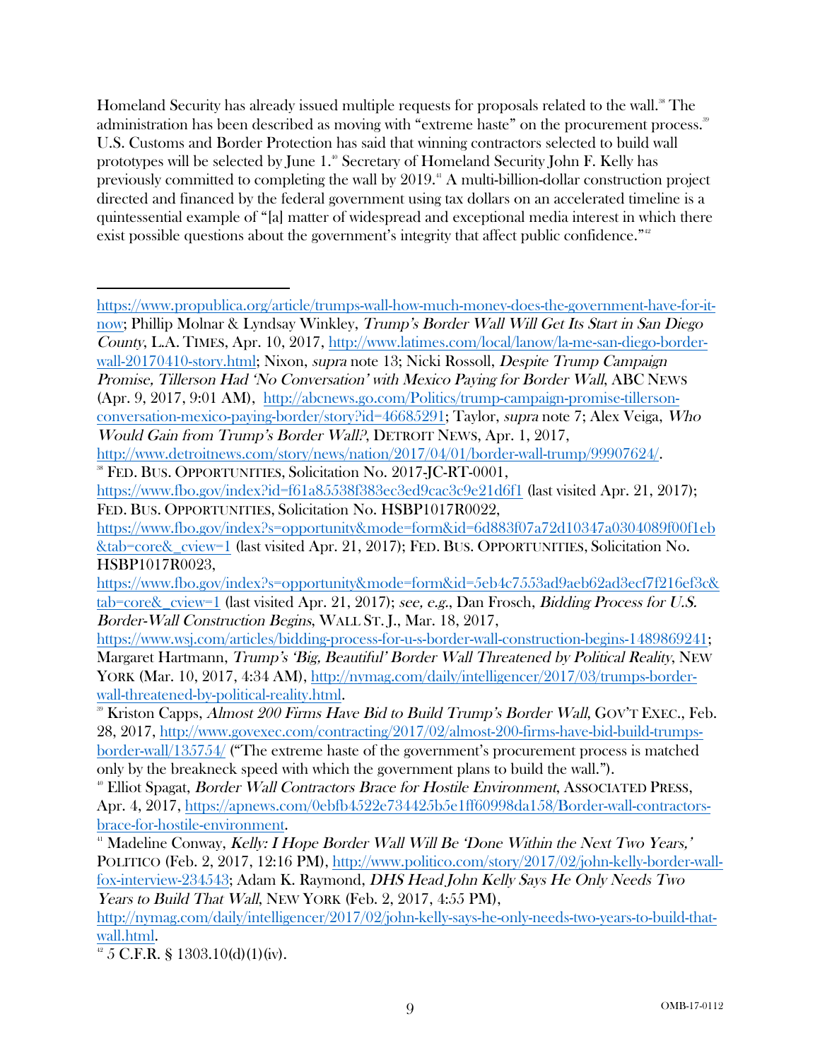Homeland Security has already issued multiple requests for proposals related to the wall.[38] The administration has been described as moving with "extreme haste" on the procurement process.[39] U.S. Customs and Border Protection has said that winning contractors selected to build wall prototypes will be selected by June 1.[40] Secretary of Homeland Security John F. Kelly has previously committed to completing the wall by 2019.[41] A multi-billion-dollar construction project directed and financed by the federal government using tax dollars on an accelerated timeline is a quintessential example of "[a] matter of widespread and exceptional media interest in which there exist possible questions about the government's integrity that affect public confidence."[42]

---

https://www.propublica.org/article/trumps-wall-how-much-money-does-the-government-have-for-it-now; Phillip Molnar & Lyndsay Winkley, *Trump's Border Wall Will Get Its Start in San Diego County*, L.A. TIMES, Apr. 10, 2017, http://www.latimes.com/local/lanow/la-me-san-diego-border-wall-20170410-story.html; Nixon, *supra* note 13; Nicki Rossoll, *Despite Trump Campaign Promise, Tillerson Had 'No Conversation' with Mexico Paying for Border Wall*, ABC NEWS (Apr. 9, 2017, 9:01 AM), http://abcnews.go.com/Politics/trump-campaign-promise-tillerson-conversation-mexico-paying-border/story?id=46685291; Taylor, *supra* note 7; Alex Veiga, *Who Would Gain from Trump's Border Wall?*, DETROIT NEWS, Apr. 1, 2017, http://www.detroitnews.com/story/news/nation/2017/04/01/border-wall-trump/99907624/.

[38] FED. BUS. OPPORTUNITIES, Solicitation No. 2017-JC-RT-0001, https://www.fbo.gov/index?id=f61a85538f383ec3ed9cac3c9e21d6f1 (last visited Apr. 21, 2017); FED. BUS. OPPORTUNITIES, Solicitation No. HSBP1017R0022, https://www.fbo.gov/index?s=opportunity&mode=form&id=6d883f07a72d10347a0304089f00f1eb&tab=core&_cview=1 (last visited Apr. 21, 2017); FED. BUS. OPPORTUNITIES, Solicitation No. HSBP1017R0023, https://www.fbo.gov/index?s=opportunity&mode=form&id=5eb4c7553ad9aeb62ad3ecf7f216ef3c&tab=core&_cview=1 (last visited Apr. 21, 2017); *see, e.g.*, Dan Frosch, *Bidding Process for U.S. Border-Wall Construction Begins*, WALL ST. J., Mar. 18, 2017, https://www.wsj.com/articles/bidding-process-for-u-s-border-wall-construction-begins-1489869241; Margaret Hartmann, *Trump's 'Big, Beautiful' Border Wall Threatened by Political Reality*, NEW YORK (Mar. 10, 2017, 4:34 AM), http://nymag.com/daily/intelligencer/2017/03/trumps-border-wall-threatened-by-political-reality.html.

[39] Kriston Capps, *Almost 200 Firms Have Bid to Build Trump's Border Wall*, GOV'T EXEC., Feb. 28, 2017, http://www.govexec.com/contracting/2017/02/almost-200-firms-have-bid-build-trumps-border-wall/135754/ ("The extreme haste of the government's procurement process is matched only by the breakneck speed with which the government plans to build the wall.").

[40] Elliot Spagat, *Border Wall Contractors Brace for Hostile Environment*, ASSOCIATED PRESS, Apr. 4, 2017, https://apnews.com/0ebfb4522e734425b5e1ff60998da158/Border-wall-contractors-brace-for-hostile-environment.

[41] Madeline Conway, *Kelly: I Hope Border Wall Will Be 'Done Within the Next Two Years,'* POLITICO (Feb. 2, 2017, 12:16 PM), http://www.politico.com/story/2017/02/john-kelly-border-wall-fox-interview-234543; Adam K. Raymond, *DHS Head John Kelly Says He Only Needs Two Years to Build That Wall*, NEW YORK (Feb. 2, 2017, 4:55 PM), http://nymag.com/daily/intelligencer/2017/02/john-kelly-says-he-only-needs-two-years-to-build-that-wall.html.

[42] 5 C.F.R. § 1303.10(d)(1)(iv).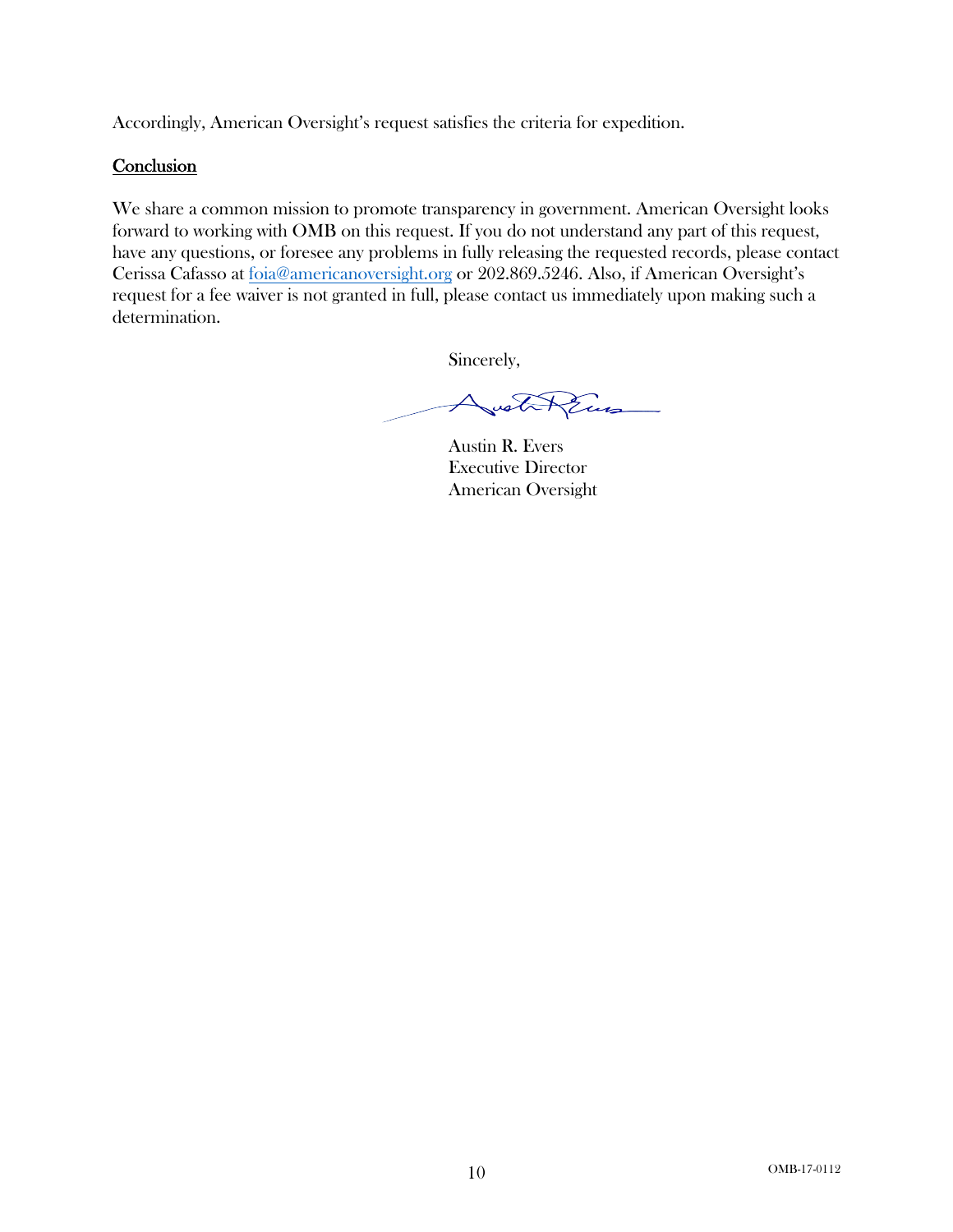Accordingly, American Oversight's request satisfies the criteria for expedition.

## Conclusion

We share a common mission to promote transparency in government. American Oversight looks forward to working with OMB on this request. If you do not understand any part of this request, have any questions, or foresee any problems in fully releasing the requested records, please contact Cerissa Cafasso at foia@americanoversight.org or 202.869.5246. Also, if American Oversight's request for a fee waiver is not granted in full, please contact us immediately upon making such a determination.

Sincerely,

Austin R. Evers
Executive Director
American Oversight

OMB-17-0112